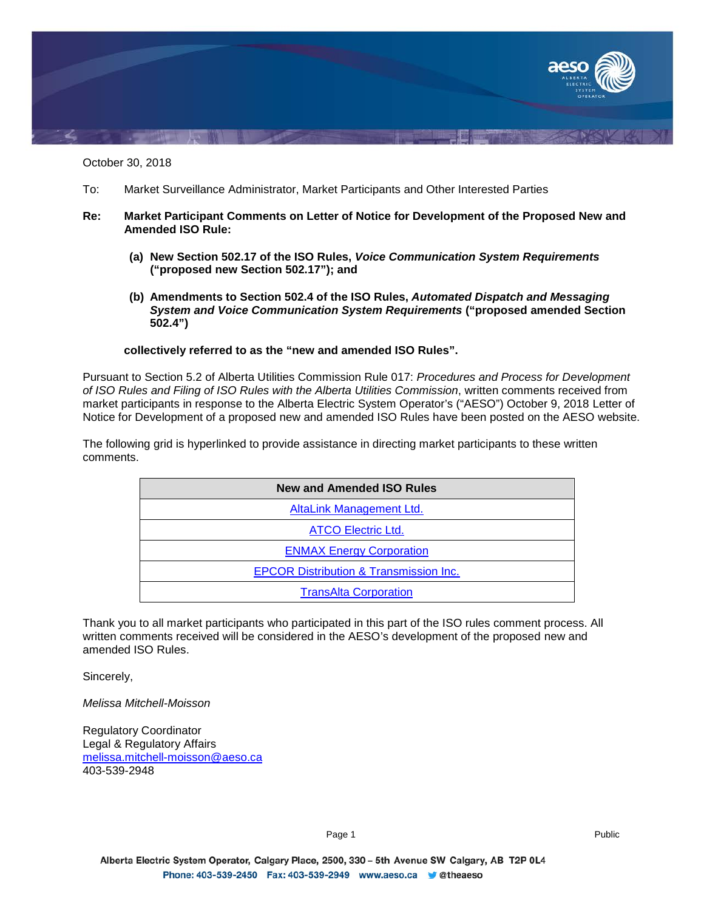October 30, 2018

To: Market Surveillance Administrator, Market Participants and Other Interested Parties

**Re: Market Participant Comments on Letter of Notice for Development of the Proposed New and Amended ISO Rule:**

**(a) New Section 502.17 of the ISO Rules, *Voice Communication System Requirements* (“proposed new Section 502.17”); and**

**(b) Amendments to Section 502.4 of the ISO Rules, *Automated Dispatch and Messaging System and Voice Communication System Requirements* (“proposed amended Section 502.4”)**

**collectively referred to as the “new and amended ISO Rules”.**

Pursuant to Section 5.2 of Alberta Utilities Commission Rule 017: *Procedures and Process for Development of ISO Rules and Filing of ISO Rules with the Alberta Utilities Commission*, written comments received from market participants in response to the Alberta Electric System Operator’s (“AESO”) October 9, 2018 Letter of Notice for Development of a proposed new and amended ISO Rules have been posted on the AESO website.

The following grid is hyperlinked to provide assistance in directing market participants to these written comments.

| New and Amended ISO Rules |
|---|
| AltaLink Management Ltd. |
| ATCO Electric Ltd. |
| ENMAX Energy Corporation |
| EPCOR Distribution & Transmission Inc. |
| TransAlta Corporation |

Thank you to all market participants who participated in this part of the ISO rules comment process. All written comments received will be considered in the AESO’s development of the proposed new and amended ISO Rules.

Sincerely,

*Melissa Mitchell-Moisson*

Regulatory Coordinator
Legal & Regulatory Affairs
melissa.mitchell-moisson@aeso.ca
403-539-2948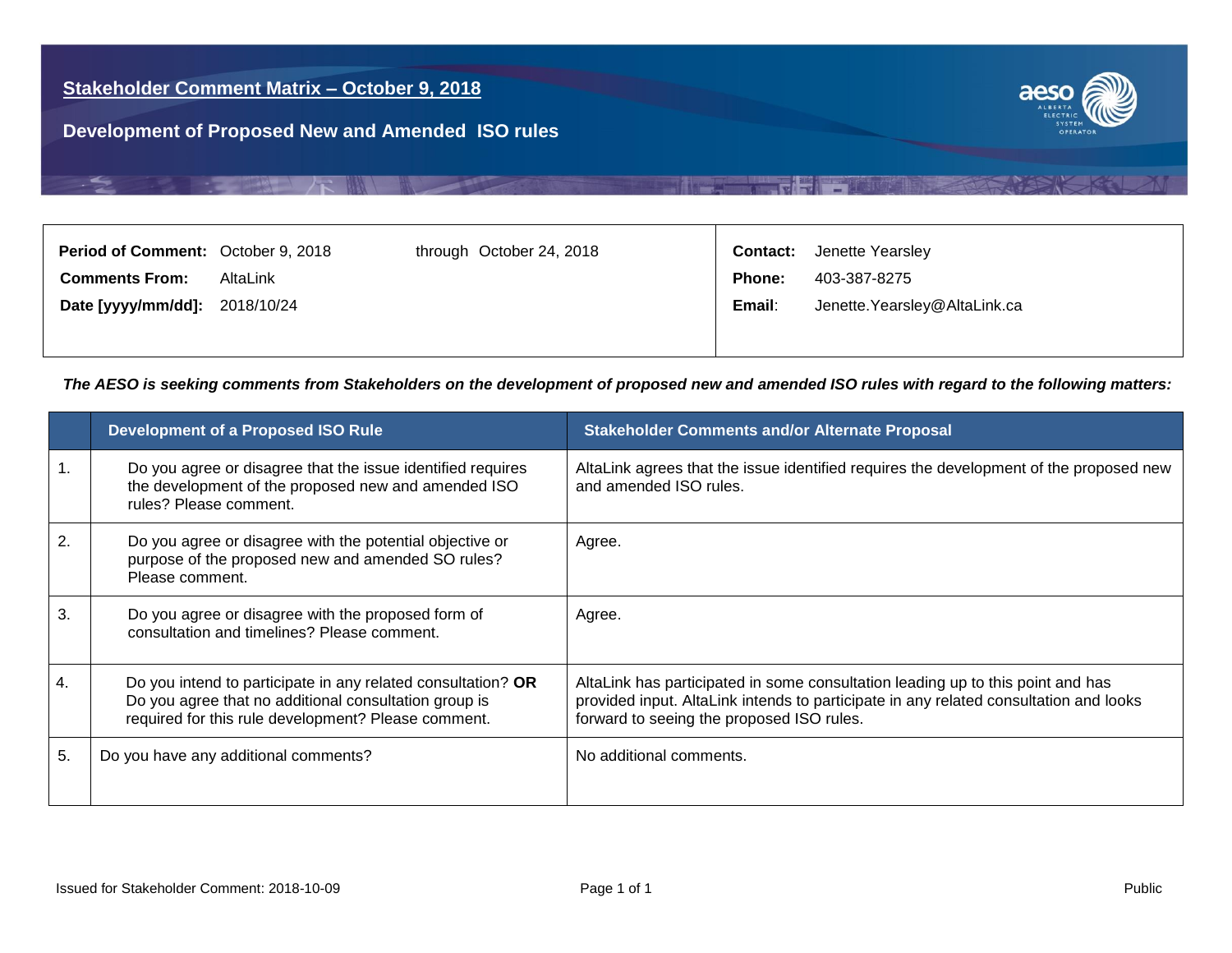# Stakeholder Comment Matrix – October 9, 2018

## Development of Proposed New and Amended ISO rules

| | | | |
|---|---|---|---|
| **Period of Comment:** | October 9, 2018 through October 24, 2018 | **Contact:** | Jenette Yearsley |
| **Comments From:** | AltaLink | **Phone:** | 403-387-8275 |
| **Date [yyyy/mm/dd]:** | 2018/10/24 | **Email:** | Jenette.Yearsley@AltaLink.ca |

***The AESO is seeking comments from Stakeholders on the development of proposed new and amended ISO rules with regard to the following matters:***

| | Development of a Proposed ISO Rule | Stakeholder Comments and/or Alternate Proposal |
|---|---|---|
| 1. | Do you agree or disagree that the issue identified requires the development of the proposed new and amended ISO rules? Please comment. | AltaLink agrees that the issue identified requires the development of the proposed new and amended ISO rules. |
| 2. | Do you agree or disagree with the potential objective or purpose of the proposed new and amended SO rules? Please comment. | Agree. |
| 3. | Do you agree or disagree with the proposed form of consultation and timelines? Please comment. | Agree. |
| 4. | Do you intend to participate in any related consultation? **OR** Do you agree that no additional consultation group is required for this rule development? Please comment. | AltaLink has participated in some consultation leading up to this point and has provided input. AltaLink intends to participate in any related consultation and looks forward to seeing the proposed ISO rules. |
| 5. | Do you have any additional comments? | No additional comments. |

Issued for Stakeholder Comment: 2018-10-09 | Public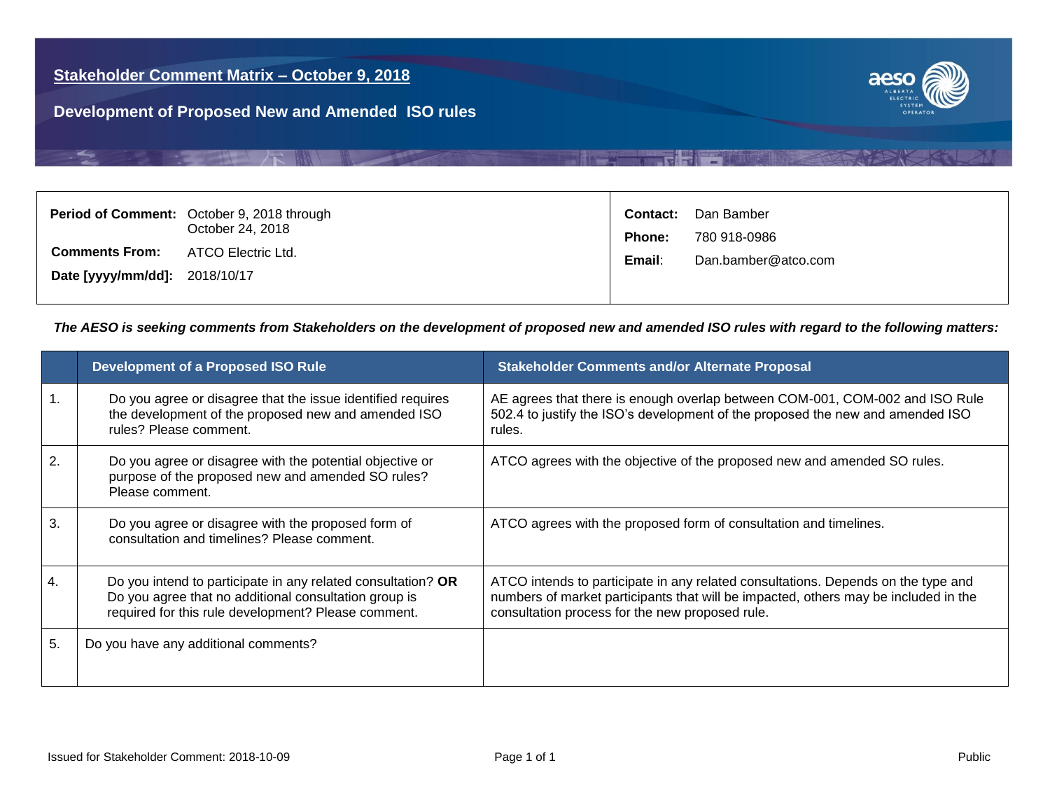## Stakeholder Comment Matrix – October 9, 2018

### Development of Proposed New and Amended ISO rules

| | | | |
|---|---|---|---|
| **Period of Comment:** | October 9, 2018 through October 24, 2018 | **Contact:** | Dan Bamber |
| **Comments From:** | ATCO Electric Ltd. | **Phone:** | 780 918-0986 |
| **Date [yyyy/mm/dd]:** | 2018/10/17 | **Email:** | Dan.bamber@atco.com |

***The AESO is seeking comments from Stakeholders on the development of proposed new and amended ISO rules with regard to the following matters:***

| | Development of a Proposed ISO Rule | Stakeholder Comments and/or Alternate Proposal |
|---|---|---|
| 1. | Do you agree or disagree that the issue identified requires the development of the proposed new and amended ISO rules? Please comment. | AE agrees that there is enough overlap between COM-001, COM-002 and ISO Rule 502.4 to justify the ISO's development of the proposed the new and amended ISO rules. |
| 2. | Do you agree or disagree with the potential objective or purpose of the proposed new and amended SO rules? Please comment. | ATCO agrees with the objective of the proposed new and amended SO rules. |
| 3. | Do you agree or disagree with the proposed form of consultation and timelines? Please comment. | ATCO agrees with the proposed form of consultation and timelines. |
| 4. | Do you intend to participate in any related consultation? **OR** Do you agree that no additional consultation group is required for this rule development? Please comment. | ATCO intends to participate in any related consultations. Depends on the type and numbers of market participants that will be impacted, others may be included in the consultation process for the new proposed rule. |
| 5. | Do you have any additional comments? | |

Issued for Stakeholder Comment: 2018-10-09

Public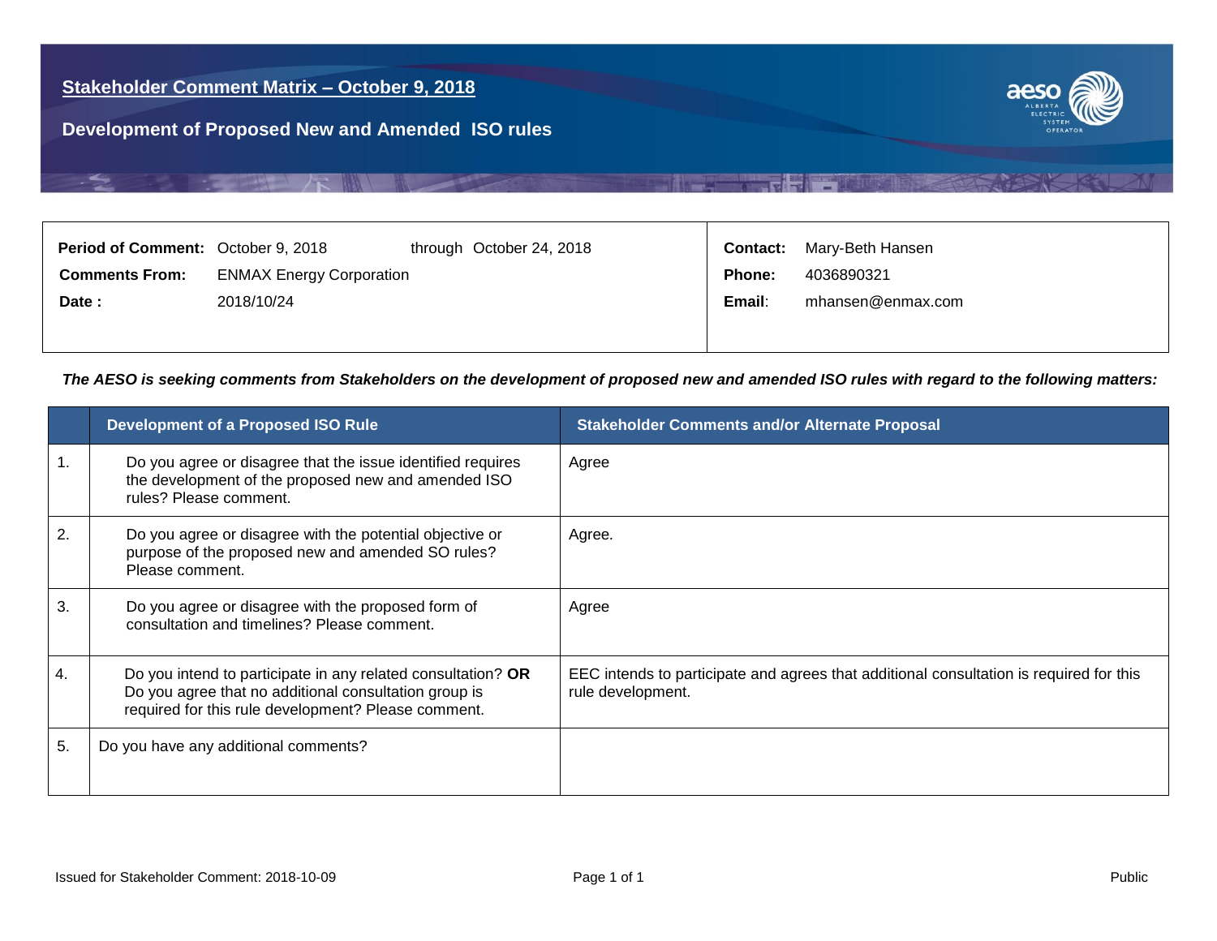# Stakeholder Comment Matrix – October 9, 2018

## Development of Proposed New and Amended ISO rules

| | | | | |
|---|---|---|---|---|
| **Period of Comment:** | October 9, 2018 | through October 24, 2018 | **Contact:** | Mary-Beth Hansen |
| **Comments From:** | ENMAX Energy Corporation | | **Phone:** | 4036890321 |
| **Date :** | 2018/10/24 | | **Email:** | mhansen@enmax.com |

***The AESO is seeking comments from Stakeholders on the development of proposed new and amended ISO rules with regard to the following matters:***

| | Development of a Proposed ISO Rule | Stakeholder Comments and/or Alternate Proposal |
|---|---|---|
| 1. | Do you agree or disagree that the issue identified requires the development of the proposed new and amended ISO rules? Please comment. | Agree |
| 2. | Do you agree or disagree with the potential objective or purpose of the proposed new and amended SO rules? Please comment. | Agree. |
| 3. | Do you agree or disagree with the proposed form of consultation and timelines? Please comment. | Agree |
| 4. | Do you intend to participate in any related consultation? **OR** Do you agree that no additional consultation group is required for this rule development? Please comment. | EEC intends to participate and agrees that additional consultation is required for this rule development. |
| 5. | Do you have any additional comments? | |

Issued for Stakeholder Comment: 2018-10-09

Public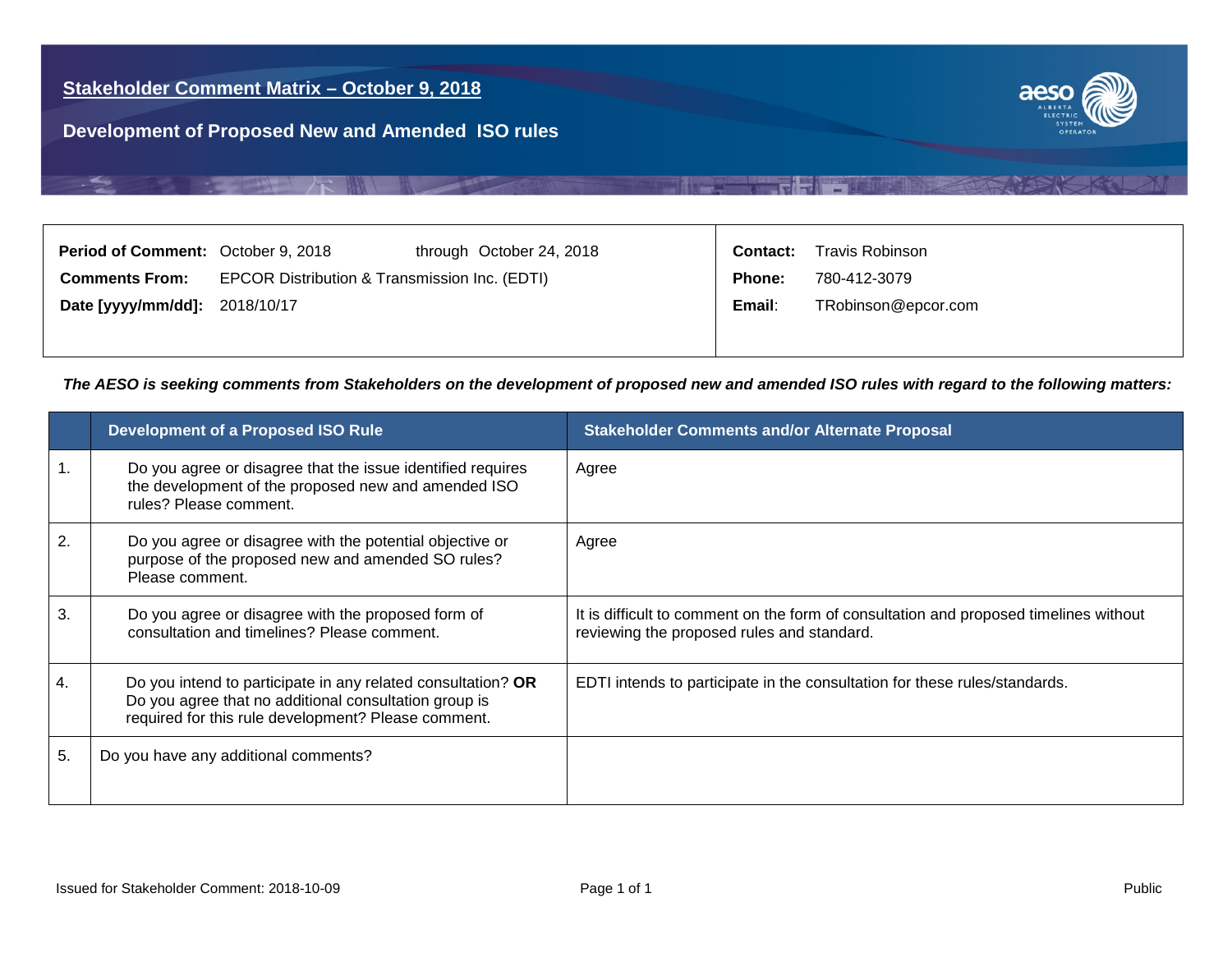## Stakeholder Comment Matrix – October 9, 2018

### Development of Proposed New and Amended ISO rules

| | | | |
|---|---|---|---|
| **Period of Comment:** | October 9, 2018 through October 24, 2018 | **Contact:** | Travis Robinson |
| **Comments From:** | EPCOR Distribution & Transmission Inc. (EDTI) | **Phone:** | 780-412-3079 |
| **Date [yyyy/mm/dd]:** | 2018/10/17 | **Email:** | TRobinson@epcor.com |

***The AESO is seeking comments from Stakeholders on the development of proposed new and amended ISO rules with regard to the following matters:***

| | Development of a Proposed ISO Rule | Stakeholder Comments and/or Alternate Proposal |
|---|---|---|
| 1. | Do you agree or disagree that the issue identified requires the development of the proposed new and amended ISO rules? Please comment. | Agree |
| 2. | Do you agree or disagree with the potential objective or purpose of the proposed new and amended SO rules? Please comment. | Agree |
| 3. | Do you agree or disagree with the proposed form of consultation and timelines? Please comment. | It is difficult to comment on the form of consultation and proposed timelines without reviewing the proposed rules and standard. |
| 4. | Do you intend to participate in any related consultation? **OR** Do you agree that no additional consultation group is required for this rule development? Please comment. | EDTI intends to participate in the consultation for these rules/standards. |
| 5. | Do you have any additional comments? | |

Issued for Stakeholder Comment: 2018-10-09

Public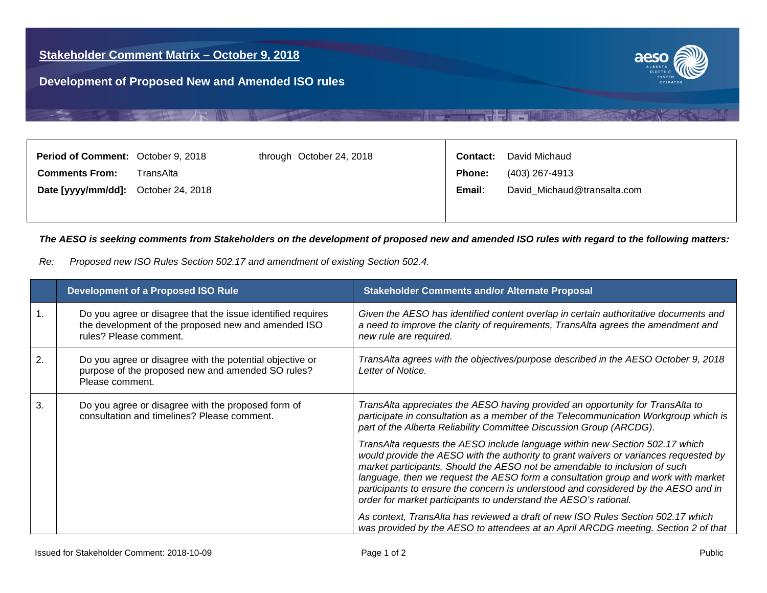**Stakeholder Comment Matrix – October 9, 2018**

**Development of Proposed New and Amended ISO rules**

| | | | |
|---|---|---|---|
| **Period of Comment:** October 9, 2018 | through October 24, 2018 | **Contact:** | David Michaud |
| **Comments From:** | TransAlta | **Phone:** | (403) 267-4913 |
| **Date [yyyy/mm/dd]:** | October 24, 2018 | **Email:** | David_Michaud@transalta.com |

***The AESO is seeking comments from Stakeholders on the development of proposed new and amended ISO rules with regard to the following matters:***

*Re: Proposed new ISO Rules Section 502.17 and amendment of existing Section 502.4.*

| | Development of a Proposed ISO Rule | Stakeholder Comments and/or Alternate Proposal |
|---|---|---|
| 1. | Do you agree or disagree that the issue identified requires the development of the proposed new and amended ISO rules? Please comment. | *Given the AESO has identified content overlap in certain authoritative documents and a need to improve the clarity of requirements, TransAlta agrees the amendment and new rule are required.* |
| 2. | Do you agree or disagree with the potential objective or purpose of the proposed new and amended SO rules? Please comment. | *TransAlta agrees with the objectives/purpose described in the AESO October 9, 2018 Letter of Notice.* |
| 3. | Do you agree or disagree with the proposed form of consultation and timelines? Please comment. | *TransAlta appreciates the AESO having provided an opportunity for TransAlta to participate in consultation as a member of the Telecommunication Workgroup which is part of the Alberta Reliability Committee Discussion Group (ARCDG).*<br><br>*TransAlta requests the AESO include language within new Section 502.17 which would provide the AESO with the authority to grant waivers or variances requested by market participants. Should the AESO not be amendable to inclusion of such language, then we request the AESO form a consultation group and work with market participants to ensure the concern is understood and considered by the AESO and in order for market participants to understand the AESO's rational.*<br><br>*As context, TransAlta has reviewed a draft of new ISO Rules Section 502.17 which was provided by the AESO to attendees at an April ARCDG meeting. Section 2 of that* |

Issued for Stakeholder Comment: 2018-10-09 Public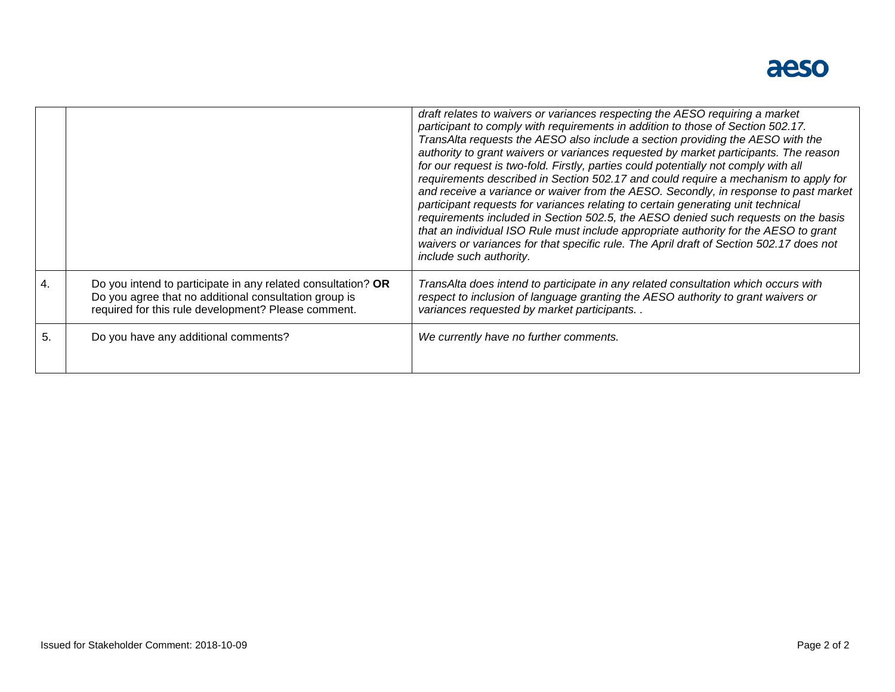| | | |
|---|---|---|
| | | *draft relates to waivers or variances respecting the AESO requiring a market participant to comply with requirements in addition to those of Section 502.17. TransAlta requests the AESO also include a section providing the AESO with the authority to grant waivers or variances requested by market participants. The reason for our request is two-fold. Firstly, parties could potentially not comply with all requirements described in Section 502.17 and could require a mechanism to apply for and receive a variance or waiver from the AESO. Secondly, in response to past market participant requests for variances relating to certain generating unit technical requirements included in Section 502.5, the AESO denied such requests on the basis that an individual ISO Rule must include appropriate authority for the AESO to grant waivers or variances for that specific rule. The April draft of Section 502.17 does not include such authority*. |
| 4. | Do you intend to participate in any related consultation? **OR** Do you agree that no additional consultation group is required for this rule development? Please comment. | *TransAlta does intend to participate in any related consultation which occurs with respect to inclusion of language granting the AESO authority to grant waivers or variances requested by market participants. .* |
| 5. | Do you have any additional comments? | *We currently have no further comments.* |

Issued for Stakeholder Comment: 2018-10-09